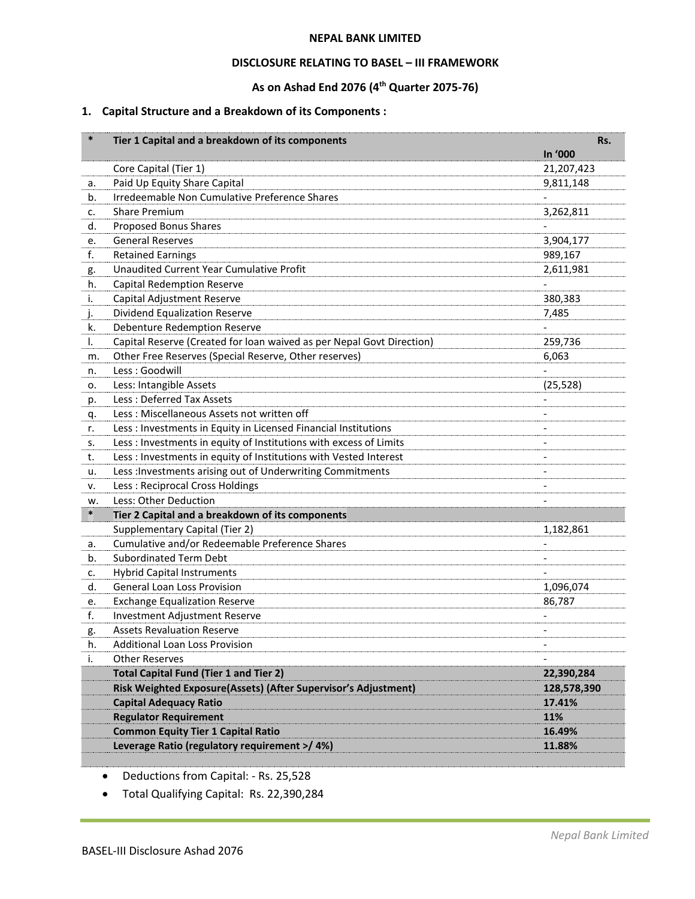# NEPAL BANK LIMITED

## DISCLOSURE RELATING TO BASEL – III FRAMEWORK

### As on Ashad End 2076 (4th Quarter 2075-76)

### 1. Capital Structure and a Breakdown of its Components :

| * | Tier 1 Capital and a breakdown of its components | Rs. In '000 |
|---|---|---|
| | Core Capital (Tier 1) | 21,207,423 |
| a. | Paid Up Equity Share Capital | 9,811,148 |
| b. | Irredeemable Non Cumulative Preference Shares | - |
| c. | Share Premium | 3,262,811 |
| d. | Proposed Bonus Shares | - |
| e. | General Reserves | 3,904,177 |
| f. | Retained Earnings | 989,167 |
| g. | Unaudited Current Year Cumulative Profit | 2,611,981 |
| h. | Capital Redemption Reserve | - |
| i. | Capital Adjustment Reserve | 380,383 |
| j. | Dividend Equalization Reserve | 7,485 |
| k. | Debenture Redemption Reserve | - |
| l. | Capital Reserve (Created for loan waived as per Nepal Govt Direction) | 259,736 |
| m. | Other Free Reserves (Special Reserve, Other reserves) | 6,063 |
| n. | Less : Goodwill | - |
| o. | Less: Intangible Assets | (25,528) |
| p. | Less : Deferred Tax Assets | - |
| q. | Less : Miscellaneous Assets not written off | - |
| r. | Less : Investments in Equity in Licensed Financial Institutions | - |
| s. | Less : Investments in equity of Institutions with excess of Limits | - |
| t. | Less : Investments in equity of Institutions with Vested Interest | - |
| u. | Less :Investments arising out of Underwriting Commitments | - |
| v. | Less : Reciprocal Cross Holdings | - |
| w. | Less: Other Deduction | - |
| * | **Tier 2 Capital and a breakdown of its components** | |
| | Supplementary Capital (Tier 2) | 1,182,861 |
| a. | Cumulative and/or Redeemable Preference Shares | - |
| b. | Subordinated Term Debt | - |
| c. | Hybrid Capital Instruments | - |
| d. | General Loan Loss Provision | 1,096,074 |
| e. | Exchange Equalization Reserve | 86,787 |
| f. | Investment Adjustment Reserve | - |
| g. | Assets Revaluation Reserve | - |
| h. | Additional Loan Loss Provision | - |
| i. | Other Reserves | - |
| | **Total Capital Fund (Tier 1 and Tier 2)** | **22,390,284** |
| | **Risk Weighted Exposure(Assets) (After Supervisor's Adjustment)** | **128,578,390** |
| | **Capital Adequacy Ratio** | **17.41%** |
| | **Regulator Requirement** | **11%** |
| | **Common Equity Tier 1 Capital Ratio** | **16.49%** |
| | **Leverage Ratio (regulatory requirement >/ 4%)** | **11.88%** |

- Deductions from Capital: - Rs. 25,528
- Total Qualifying Capital: Rs. 22,390,284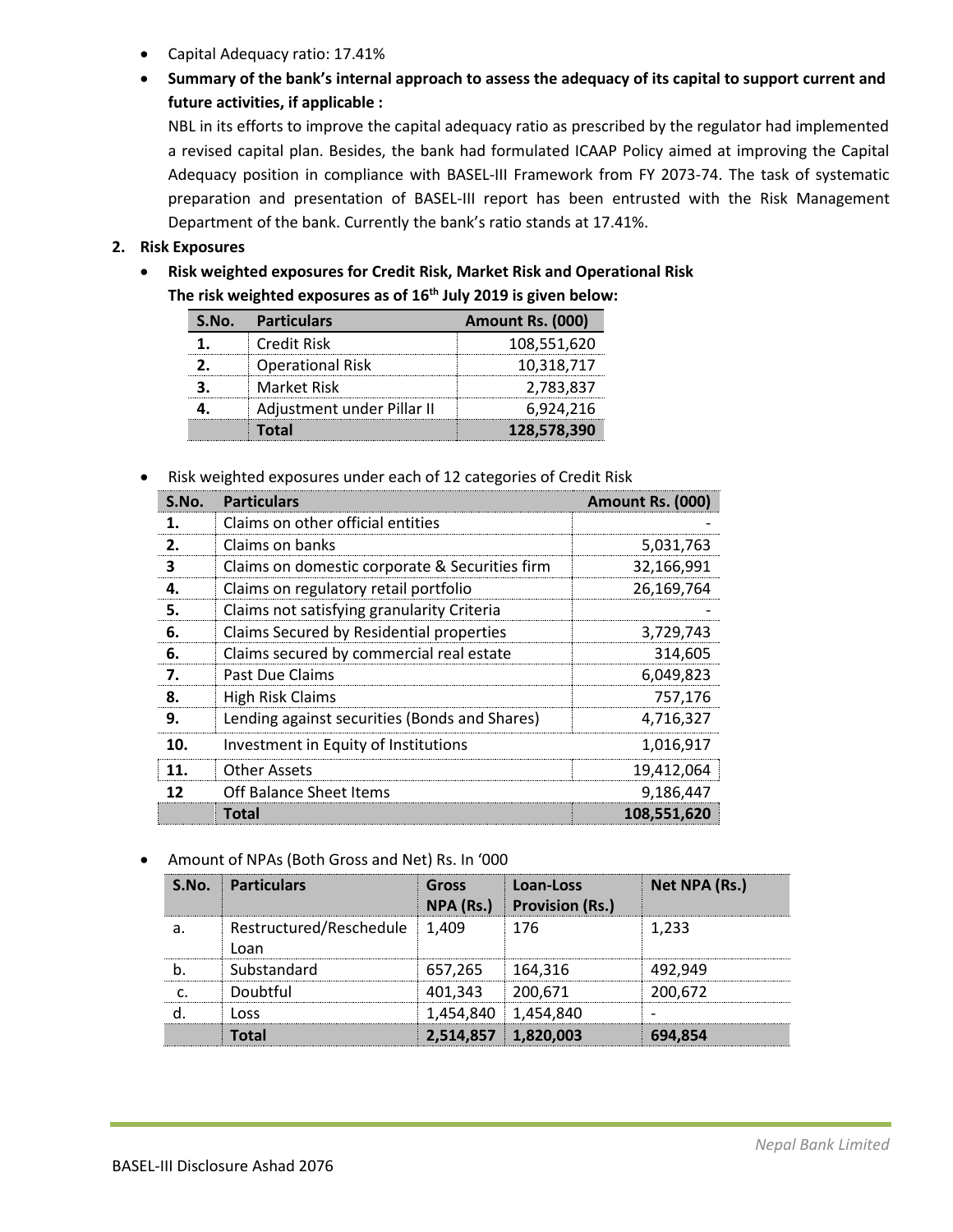- Capital Adequacy ratio: 17.41%
- **Summary of the bank's internal approach to assess the adequacy of its capital to support current and future activities, if applicable :**

  NBL in its efforts to improve the capital adequacy ratio as prescribed by the regulator had implemented a revised capital plan. Besides, the bank had formulated ICAAP Policy aimed at improving the Capital Adequacy position in compliance with BASEL-III Framework from FY 2073-74. The task of systematic preparation and presentation of BASEL-III report has been entrusted with the Risk Management Department of the bank. Currently the bank's ratio stands at 17.41%.

**2. Risk Exposures**

- **Risk weighted exposures for Credit Risk, Market Risk and Operational Risk**

  **The risk weighted exposures as of 16th July 2019 is given below:**

| S.No. | Particulars | Amount Rs. (000) |
|---|---|---|
| **1.** | Credit Risk | 108,551,620 |
| **2.** | Operational Risk | 10,318,717 |
| **3.** | Market Risk | 2,783,837 |
| **4.** | Adjustment under Pillar II | 6,924,216 |
| | **Total** | **128,578,390** |

- Risk weighted exposures under each of 12 categories of Credit Risk

| S.No. | Particulars | Amount Rs. (000) |
|---|---|---|
| **1.** | Claims on other official entities | - |
| **2.** | Claims on banks | 5,031,763 |
| **3** | Claims on domestic corporate & Securities firm | 32,166,991 |
| **4.** | Claims on regulatory retail portfolio | 26,169,764 |
| **5.** | Claims not satisfying granularity Criteria | - |
| **6.** | Claims Secured by Residential properties | 3,729,743 |
| **6.** | Claims secured by commercial real estate | 314,605 |
| **7.** | Past Due Claims | 6,049,823 |
| **8.** | High Risk Claims | 757,176 |
| **9.** | Lending against securities (Bonds and Shares) | 4,716,327 |
| **10.** | Investment in Equity of Institutions | 1,016,917 |
| **11.** | Other Assets | 19,412,064 |
| **12** | Off Balance Sheet Items | 9,186,447 |
| | **Total** | **108,551,620** |

- Amount of NPAs (Both Gross and Net) Rs. In '000

| S.No. | Particulars | Gross NPA (Rs.) | Loan-Loss Provision (Rs.) | Net NPA (Rs.) |
|---|---|---|---|---|
| a. | Restructured/Reschedule Loan | 1,409 | 176 | 1,233 |
| b. | Substandard | 657,265 | 164,316 | 492,949 |
| c. | Doubtful | 401,343 | 200,671 | 200,672 |
| d. | Loss | 1,454,840 | 1,454,840 | - |
| | **Total** | **2,514,857** | **1,820,003** | **694,854** |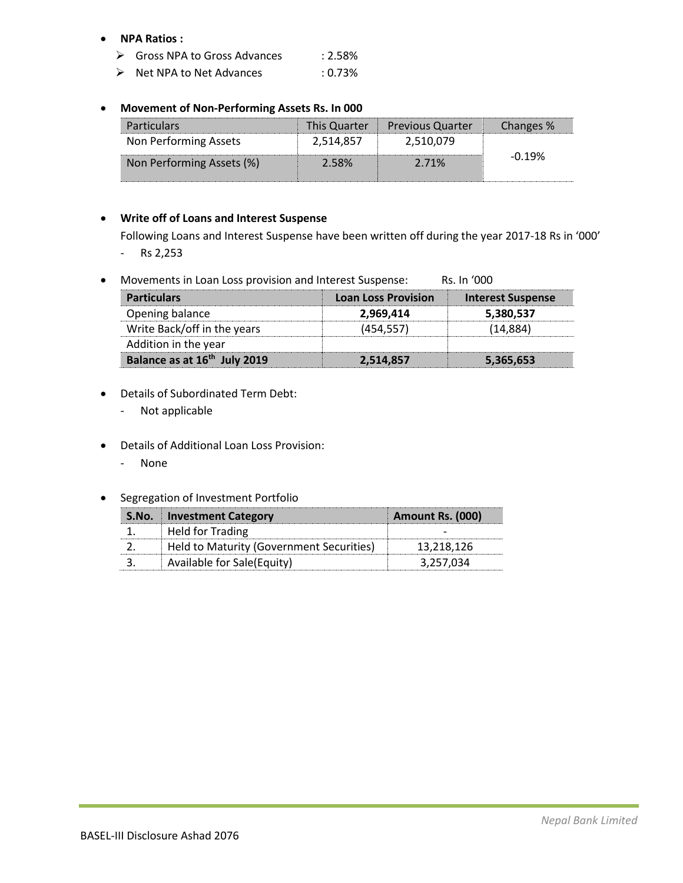- **NPA Ratios :**
  - Gross NPA to Gross Advances : 2.58%
  - Net NPA to Net Advances : 0.73%

- **Movement of Non-Performing Assets Rs. In 000**

| Particulars | This Quarter | Previous Quarter | Changes % |
|---|---|---|---|
| Non Performing Assets | 2,514,857 | 2,510,079 | -0.19% |
| Non Performing Assets (%) | 2.58% | 2.71% | |

- **Write off of Loans and Interest Suspense**

  Following Loans and Interest Suspense have been written off during the year 2017-18 Rs in '000'
  - Rs 2,253

- Movements in Loan Loss provision and Interest Suspense: Rs. In '000

| Particulars | Loan Loss Provision | Interest Suspense |
|---|---|---|
| Opening balance | **2,969,414** | **5,380,537** |
| Write Back/off in the years | (454,557) | (14,884) |
| Addition in the year | | |
| **Balance as at 16th July 2019** | **2,514,857** | **5,365,653** |

- Details of Subordinated Term Debt:
  - Not applicable

- Details of Additional Loan Loss Provision:
  - None

- Segregation of Investment Portfolio

| S.No. | Investment Category | Amount Rs. (000) |
|---|---|---|
| 1. | Held for Trading | - |
| 2. | Held to Maturity (Government Securities) | 13,218,126 |
| 3. | Available for Sale(Equity) | 3,257,034 |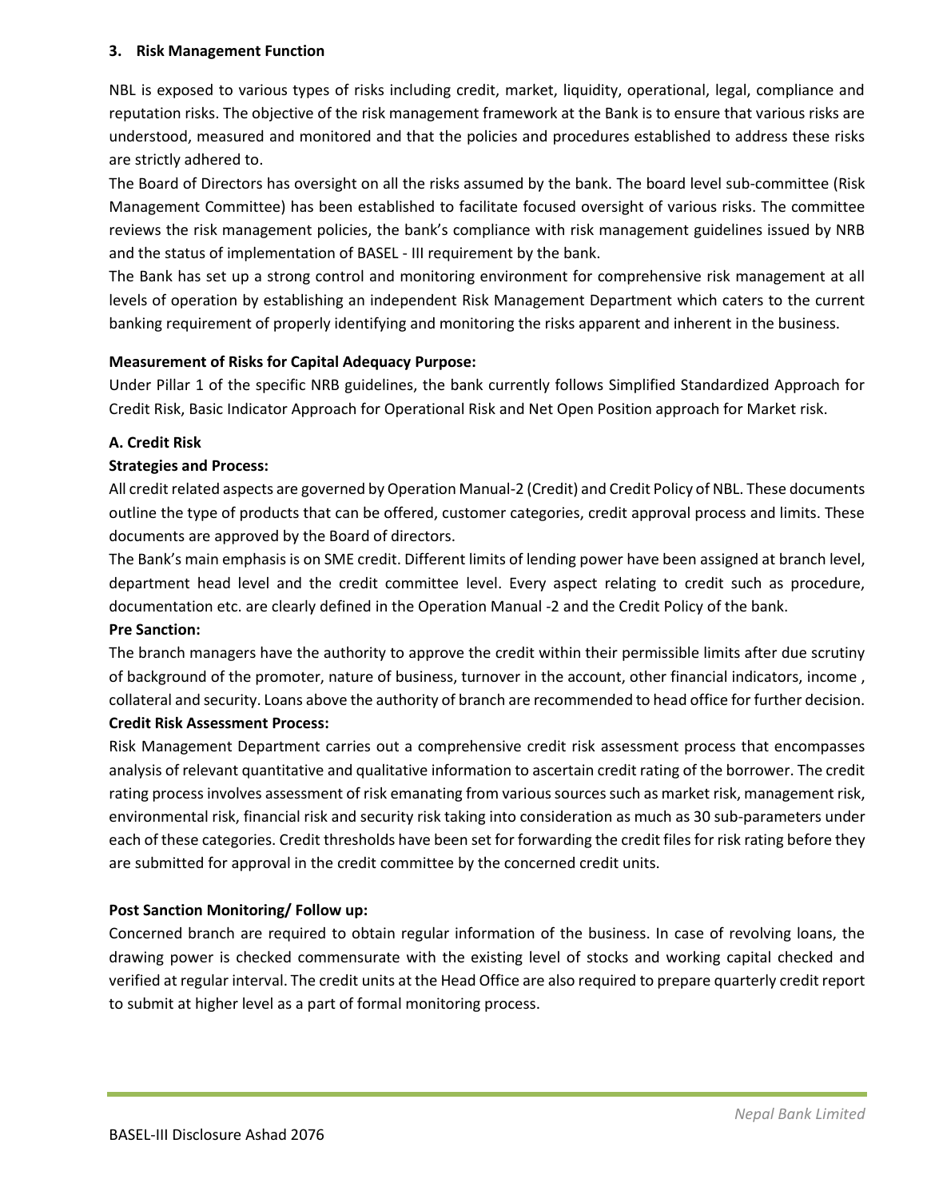## 3. Risk Management Function

NBL is exposed to various types of risks including credit, market, liquidity, operational, legal, compliance and reputation risks. The objective of the risk management framework at the Bank is to ensure that various risks are understood, measured and monitored and that the policies and procedures established to address these risks are strictly adhered to.

The Board of Directors has oversight on all the risks assumed by the bank. The board level sub-committee (Risk Management Committee) has been established to facilitate focused oversight of various risks. The committee reviews the risk management policies, the bank's compliance with risk management guidelines issued by NRB and the status of implementation of BASEL - III requirement by the bank.

The Bank has set up a strong control and monitoring environment for comprehensive risk management at all levels of operation by establishing an independent Risk Management Department which caters to the current banking requirement of properly identifying and monitoring the risks apparent and inherent in the business.

**Measurement of Risks for Capital Adequacy Purpose:**

Under Pillar 1 of the specific NRB guidelines, the bank currently follows Simplified Standardized Approach for Credit Risk, Basic Indicator Approach for Operational Risk and Net Open Position approach for Market risk.

### A. Credit Risk

**Strategies and Process:**

All credit related aspects are governed by Operation Manual-2 (Credit) and Credit Policy of NBL. These documents outline the type of products that can be offered, customer categories, credit approval process and limits. These documents are approved by the Board of directors.

The Bank's main emphasis is on SME credit. Different limits of lending power have been assigned at branch level, department head level and the credit committee level. Every aspect relating to credit such as procedure, documentation etc. are clearly defined in the Operation Manual -2 and the Credit Policy of the bank.

**Pre Sanction:**

The branch managers have the authority to approve the credit within their permissible limits after due scrutiny of background of the promoter, nature of business, turnover in the account, other financial indicators, income , collateral and security. Loans above the authority of branch are recommended to head office for further decision.

**Credit Risk Assessment Process:**

Risk Management Department carries out a comprehensive credit risk assessment process that encompasses analysis of relevant quantitative and qualitative information to ascertain credit rating of the borrower. The credit rating process involves assessment of risk emanating from various sources such as market risk, management risk, environmental risk, financial risk and security risk taking into consideration as much as 30 sub-parameters under each of these categories. Credit thresholds have been set for forwarding the credit files for risk rating before they are submitted for approval in the credit committee by the concerned credit units.

**Post Sanction Monitoring/ Follow up:**

Concerned branch are required to obtain regular information of the business. In case of revolving loans, the drawing power is checked commensurate with the existing level of stocks and working capital checked and verified at regular interval. The credit units at the Head Office are also required to prepare quarterly credit report to submit at higher level as a part of formal monitoring process.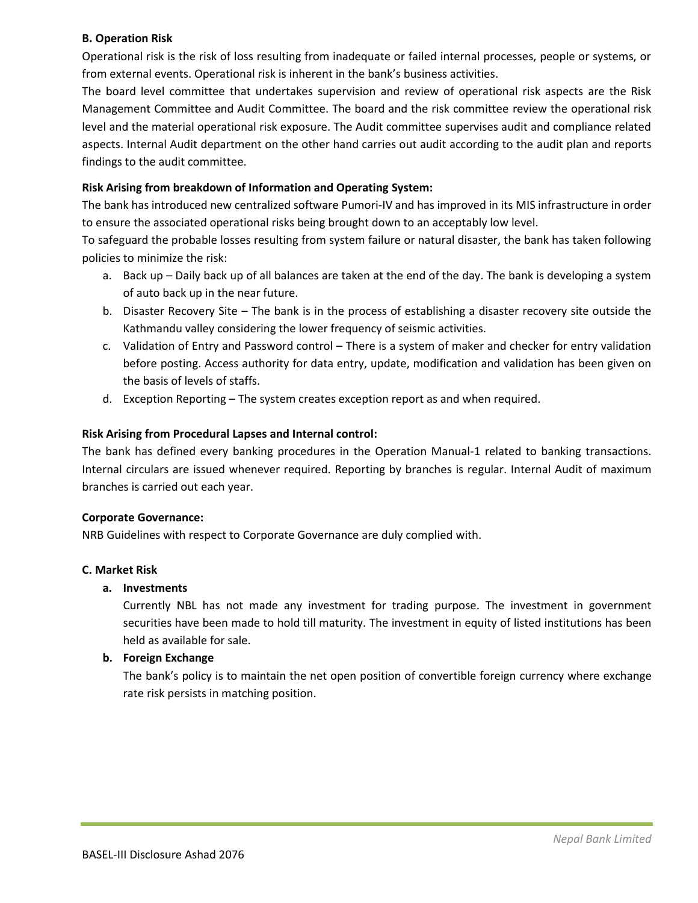**B. Operation Risk**

Operational risk is the risk of loss resulting from inadequate or failed internal processes, people or systems, or from external events. Operational risk is inherent in the bank's business activities.

The board level committee that undertakes supervision and review of operational risk aspects are the Risk Management Committee and Audit Committee. The board and the risk committee review the operational risk level and the material operational risk exposure. The Audit committee supervises audit and compliance related aspects. Internal Audit department on the other hand carries out audit according to the audit plan and reports findings to the audit committee.

**Risk Arising from breakdown of Information and Operating System:**

The bank has introduced new centralized software Pumori-IV and has improved in its MIS infrastructure in order to ensure the associated operational risks being brought down to an acceptably low level.

To safeguard the probable losses resulting from system failure or natural disaster, the bank has taken following policies to minimize the risk:

a. Back up – Daily back up of all balances are taken at the end of the day. The bank is developing a system of auto back up in the near future.
b. Disaster Recovery Site – The bank is in the process of establishing a disaster recovery site outside the Kathmandu valley considering the lower frequency of seismic activities.
c. Validation of Entry and Password control – There is a system of maker and checker for entry validation before posting. Access authority for data entry, update, modification and validation has been given on the basis of levels of staffs.
d. Exception Reporting – The system creates exception report as and when required.

**Risk Arising from Procedural Lapses and Internal control:**

The bank has defined every banking procedures in the Operation Manual-1 related to banking transactions. Internal circulars are issued whenever required. Reporting by branches is regular. Internal Audit of maximum branches is carried out each year.

**Corporate Governance:**

NRB Guidelines with respect to Corporate Governance are duly complied with.

**C. Market Risk**

**a. Investments**

Currently NBL has not made any investment for trading purpose. The investment in government securities have been made to hold till maturity. The investment in equity of listed institutions has been held as available for sale.

**b. Foreign Exchange**

The bank's policy is to maintain the net open position of convertible foreign currency where exchange rate risk persists in matching position.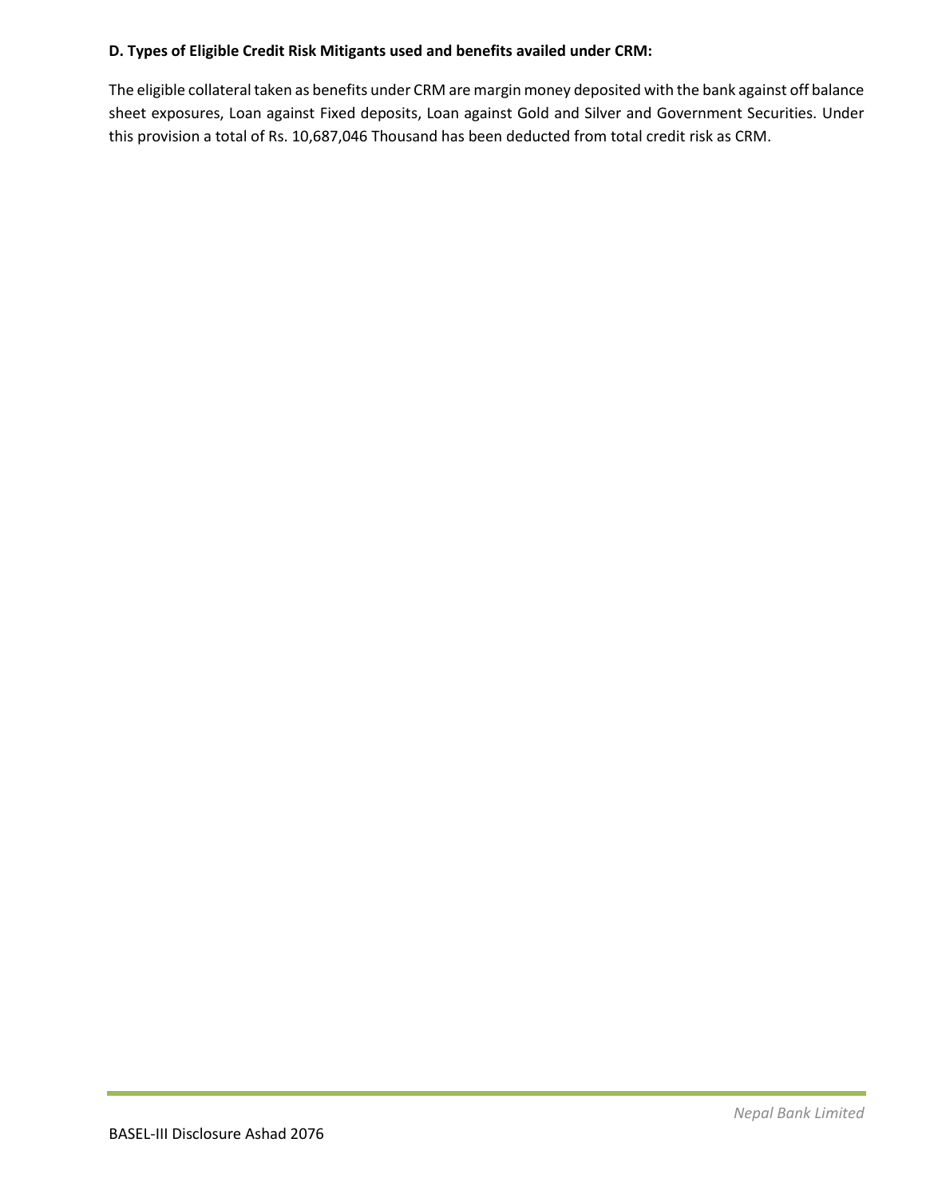**D. Types of Eligible Credit Risk Mitigants used and benefits availed under CRM:**

The eligible collateral taken as benefits under CRM are margin money deposited with the bank against off balance sheet exposures, Loan against Fixed deposits, Loan against Gold and Silver and Government Securities. Under this provision a total of Rs. 10,687,046 Thousand has been deducted from total credit risk as CRM.